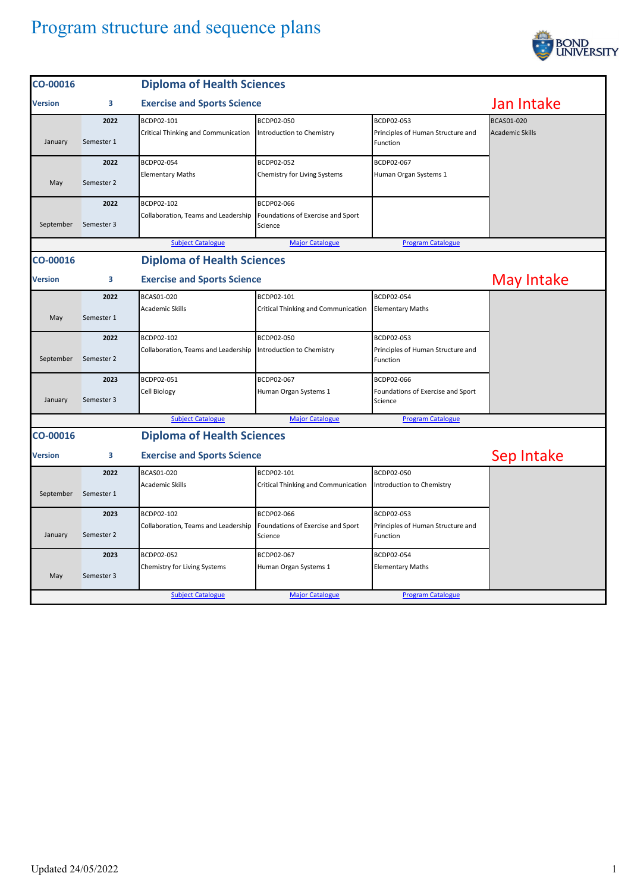# Program structure and sequence plans

## CO-00016 Diploma of Health Sciences

**Version 3 — Exercise and Sports Science — Jan Intake**

| Month | Semester | Subject 1 | Subject 2 | Subject 3 | Subject 4 |
|---|---|---|---|---|---|
| January | 2022 Semester 1 | BCDP02-101 Critical Thinking and Communication | BCDP02-050 Introduction to Chemistry | BCDP02-053 Principles of Human Structure and Function | BCAS01-020 Academic Skills |
| May | 2022 Semester 2 | BCDP02-054 Elementary Maths | BCDP02-052 Chemistry for Living Systems | BCDP02-067 Human Organ Systems 1 | |
| September | 2022 Semester 3 | BCDP02-102 Collaboration, Teams and Leadership | BCDP02-066 Foundations of Exercise and Sport Science | | |

Subject Catalogue | Major Catalogue | Program Catalogue

## CO-00016 Diploma of Health Sciences

**Version 3 — Exercise and Sports Science — May Intake**

| Month | Semester | Subject 1 | Subject 2 | Subject 3 | Subject 4 |
|---|---|---|---|---|---|
| May | 2022 Semester 1 | BCAS01-020 Academic Skills | BCDP02-101 Critical Thinking and Communication | BCDP02-054 Elementary Maths | |
| September | 2022 Semester 2 | BCDP02-102 Collaboration, Teams and Leadership | BCDP02-050 Introduction to Chemistry | BCDP02-053 Principles of Human Structure and Function | |
| January | 2023 Semester 3 | BCDP02-051 Cell Biology | BCDP02-067 Human Organ Systems 1 | BCDP02-066 Foundations of Exercise and Sport Science | |

Subject Catalogue | Major Catalogue | Program Catalogue

## CO-00016 Diploma of Health Sciences

**Version 3 — Exercise and Sports Science — Sep Intake**

| Month | Semester | Subject 1 | Subject 2 | Subject 3 | Subject 4 |
|---|---|---|---|---|---|
| September | 2022 Semester 1 | BCAS01-020 Academic Skills | BCDP02-101 Critical Thinking and Communication | BCDP02-050 Introduction to Chemistry | |
| January | 2023 Semester 2 | BCDP02-102 Collaboration, Teams and Leadership | BCDP02-066 Foundations of Exercise and Sport Science | BCDP02-053 Principles of Human Structure and Function | |
| May | 2023 Semester 3 | BCDP02-052 Chemistry for Living Systems | BCDP02-067 Human Organ Systems 1 | BCDP02-054 Elementary Maths | |

Subject Catalogue | Major Catalogue | Program Catalogue

Updated 24/05/2022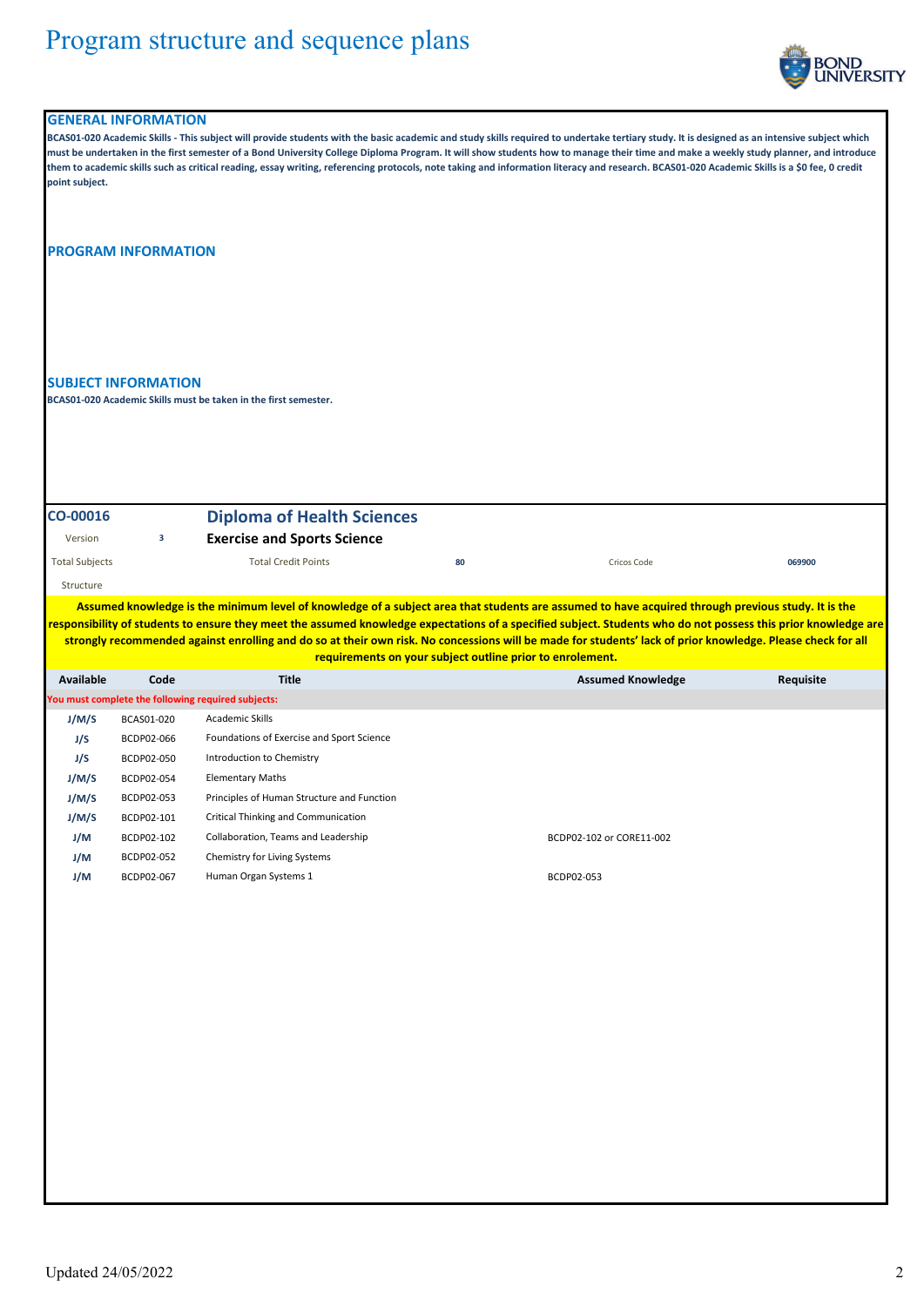# Program structure and sequence plans

## GENERAL INFORMATION

**BCAS01-020 Academic Skills - This subject will provide students with the basic academic and study skills required to undertake tertiary study. It is designed as an intensive subject which must be undertaken in the first semester of a Bond University College Diploma Program. It will show students how to manage their time and make a weekly study planner, and introduce them to academic skills such as critical reading, essay writing, referencing protocols, note taking and information literacy and research. BCAS01-020 Academic Skills is a $0 fee, 0 credit point subject.**

## PROGRAM INFORMATION

## SUBJECT INFORMATION

**BCAS01-020 Academic Skills must be taken in the first semester.**

## CO-00016 Diploma of Health Sciences

Version **3** — **Exercise and Sports Science**

Total Subjects — Total Credit Points **80** — Cricos Code **069900**

Structure

**Assumed knowledge is the minimum level of knowledge of a subject area that students are assumed to have acquired through previous study. It is the responsibility of students to ensure they meet the assumed knowledge expectations of a specified subject. Students who do not possess this prior knowledge are strongly recommended against enrolling and do so at their own risk. No concessions will be made for students' lack of prior knowledge. Please check for all requirements on your subject outline prior to enrolement.**

| Available | Code | Title | Assumed Knowledge | Requisite |
|---|---|---|---|---|
| **You must complete the following required subjects:** | | | | |
| J/M/S | BCAS01-020 | Academic Skills | | |
| J/S | BCDP02-066 | Foundations of Exercise and Sport Science | | |
| J/S | BCDP02-050 | Introduction to Chemistry | | |
| J/M/S | BCDP02-054 | Elementary Maths | | |
| J/M/S | BCDP02-053 | Principles of Human Structure and Function | | |
| J/M/S | BCDP02-101 | Critical Thinking and Communication | | |
| J/M | BCDP02-102 | Collaboration, Teams and Leadership | BCDP02-102 or CORE11-002 | |
| J/M | BCDP02-052 | Chemistry for Living Systems | | |
| J/M | BCDP02-067 | Human Organ Systems 1 | BCDP02-053 | |

Updated 24/05/2022